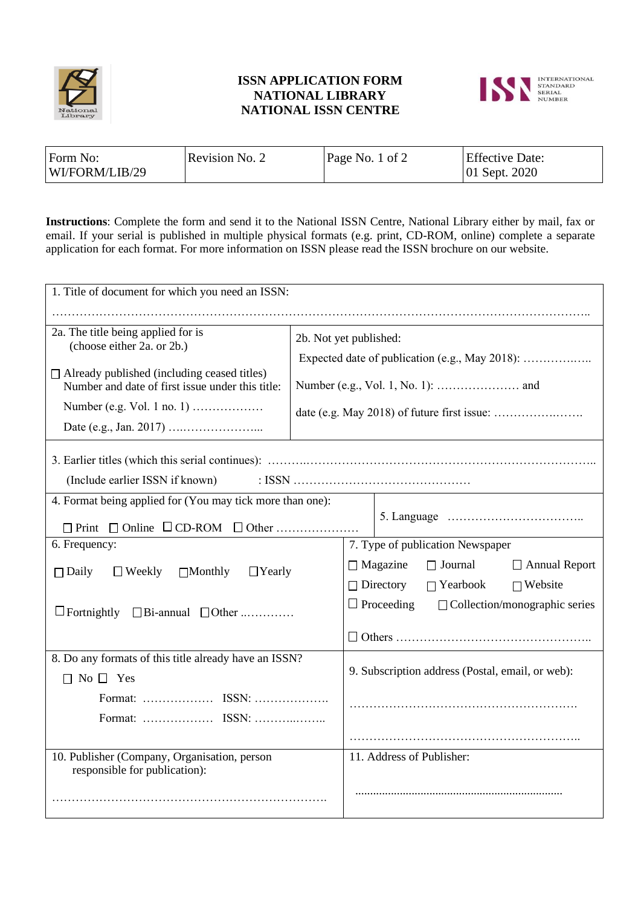# ISSN APPLICATION FORM
# NATIONAL LIBRARY
# NATIONAL ISSN CENTRE

| Form No: WI/FORM/LIB/29 | Revision No. 2 | Page No. 1 of 2 | Effective Date: 01 Sept. 2020 |
|---|---|---|---|

**Instructions**: Complete the form and send it to the National ISSN Centre, National Library either by mail, fax or email. If your serial is published in multiple physical formats (e.g. print, CD-ROM, online) complete a separate application for each format. For more information on ISSN please read the ISSN brochure on our website.

| | |
|---|---|
| 1. Title of document for which you need an ISSN: ……………………………………………………………………………………………………………….. | |
| 2a. The title being applied for is (choose either 2a. or 2b.)<br><br>☐ Already published (including ceased titles) Number and date of first issue under this title:<br><br>Number (e.g. Vol. 1 no. 1) ………………<br><br>Date (e.g., Jan. 2017) ….………………... | 2b. Not yet published:<br><br>Expected date of publication (e.g., May 2018): ……………..<br><br>Number (e.g., Vol. 1, No. 1): ………………… and<br><br>date (e.g. May 2018) of future first issue: ………………..…. |
| 3. Earlier titles (which this serial continues): ……….………………………………………………………………..<br><br>(Include earlier ISSN if known) : ISSN ……………………………………… | |
| 4. Format being applied for (You may tick more than one):<br><br>☐ Print ☐ Online ☐ CD-ROM ☐ Other ………………… | 5. Language …………………………….. |
| 6. Frequency:<br><br>☐ Daily ☐ Weekly ☐ Monthly ☐ Yearly<br><br>☐ Fortnightly ☐ Bi-annual ☐ Other ..………… | 7. Type of publication Newspaper<br><br>☐ Magazine ☐ Journal ☐ Annual Report<br><br>☐ Directory ☐ Yearbook ☐ Website<br><br>☐ Proceeding ☐ Collection/monographic series<br><br>☐ Others ………………………………………….. |
| 8. Do any formats of this title already have an ISSN?<br><br>☐ No ☐ Yes<br><br>Format: ……………… ISSN: ……………….<br><br>Format: ……………… ISSN: ……….…….. | 9. Subscription address (Postal, email, or web):<br><br>………………………………………………….<br><br>………………………………………………….. |
| 10. Publisher (Company, Organisation, person responsible for publication):<br><br>……………………………………………………………. | 11. Address of Publisher:<br><br>..................................................................... |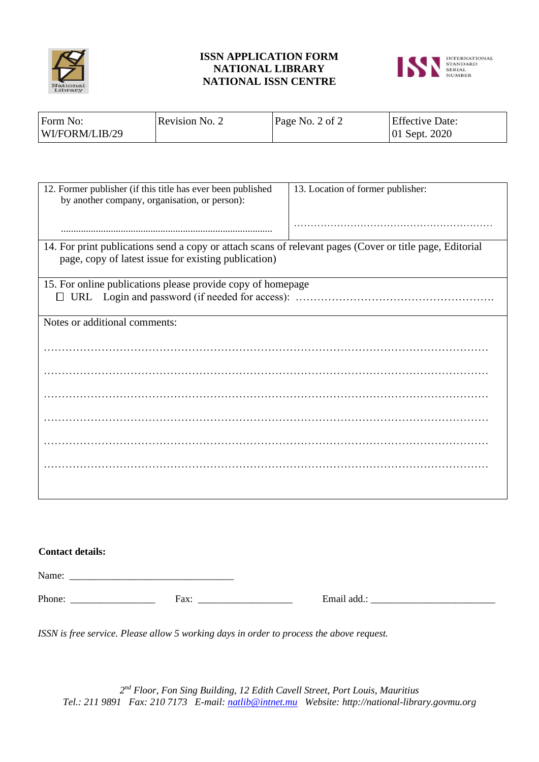**ISSN APPLICATION FORM**
**NATIONAL LIBRARY**
**NATIONAL ISSN CENTRE**

| Form No: WI/FORM/LIB/29 | Revision No. 2 | Page No. 2 of 2 | Effective Date: 01 Sept. 2020 |
|---|---|---|---|

| | |
|---|---|
| 12. Former publisher (if this title has ever been published by another company, organisation, or person): ........................................................ | 13. Location of former publisher: ........................................................ |
| 14. For print publications send a copy or attach scans of relevant pages (Cover or title page, Editorial page, copy of latest issue for existing publication) | |
| 15. For online publications please provide copy of homepage ☐ URL Login and password (if needed for access): ........................................................ | |
| Notes or additional comments: ........................................................ ........................................................ ........................................................ ........................................................ ........................................................ ........................................................ | |

**Contact details:**

Name: ________________________________

Phone: ________________ Fax: __________________ Email add.: ________________________

*ISSN is free service. Please allow 5 working days in order to process the above request.*

*2nd Floor, Fon Sing Building, 12 Edith Cavell Street, Port Louis, Mauritius*
*Tel.: 211 9891 Fax: 210 7173 E-mail: natlib@intnet.mu Website: http://national-library.govmu.org*